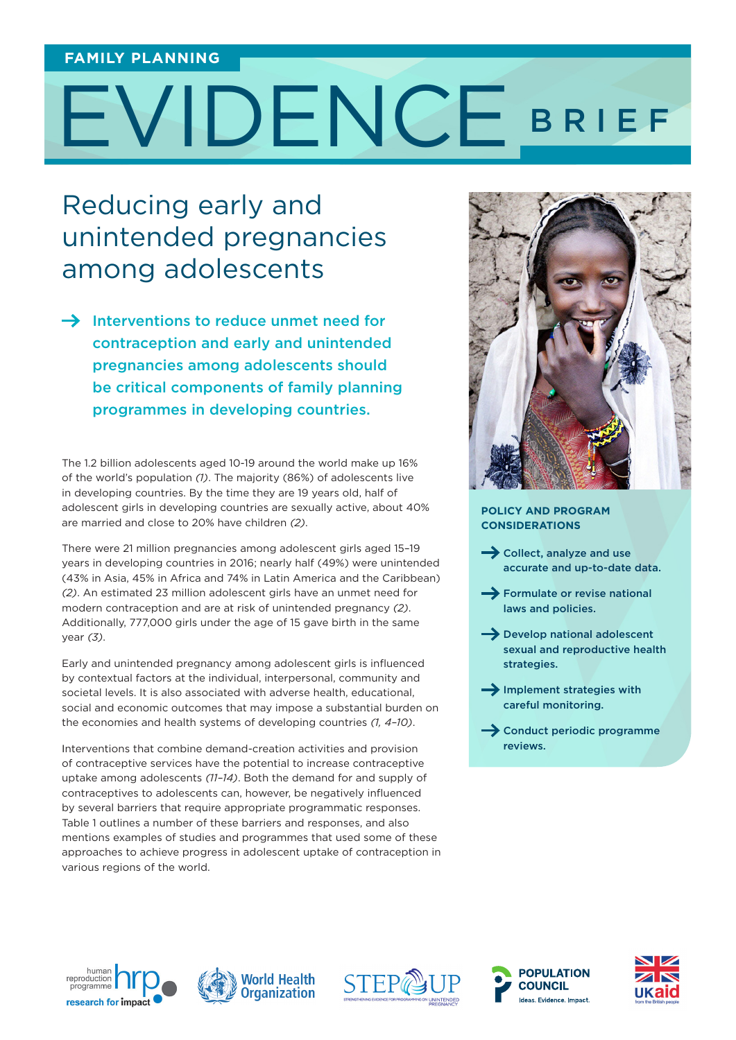FAMILY PLANNING

# EVIDENCE BRIEF

## Reducing early and unintended pregnancies among adolescents

→ **Interventions to reduce unmet need for contraception and early and unintended pregnancies among adolescents should be critical components of family planning programmes in developing countries.**

The 1.2 billion adolescents aged 10-19 around the world make up 16% of the world's population *(1)*. The majority (86%) of adolescents live in developing countries. By the time they are 19 years old, half of adolescent girls in developing countries are sexually active, about 40% are married and close to 20% have children *(2)*.

There were 21 million pregnancies among adolescent girls aged 15–19 years in developing countries in 2016; nearly half (49%) were unintended (43% in Asia, 45% in Africa and 74% in Latin America and the Caribbean) *(2)*. An estimated 23 million adolescent girls have an unmet need for modern contraception and are at risk of unintended pregnancy *(2)*. Additionally, 777,000 girls under the age of 15 gave birth in the same year *(3)*.

Early and unintended pregnancy among adolescent girls is influenced by contextual factors at the individual, interpersonal, community and societal levels. It is also associated with adverse health, educational, social and economic outcomes that may impose a substantial burden on the economies and health systems of developing countries *(1, 4–10)*.

Interventions that combine demand-creation activities and provision of contraceptive services have the potential to increase contraceptive uptake among adolescents *(11–14)*. Both the demand for and supply of contraceptives to adolescents can, however, be negatively influenced by several barriers that require appropriate programmatic responses. Table 1 outlines a number of these barriers and responses, and also mentions examples of studies and programmes that used some of these approaches to achieve progress in adolescent uptake of contraception in various regions of the world.

### POLICY AND PROGRAM CONSIDERATIONS

- → **Collect, analyze and use accurate and up-to-date data.**
- → **Formulate or revise national laws and policies.**
- → **Develop national adolescent sexual and reproductive health strategies.**
- → **Implement strategies with careful monitoring.**
- → **Conduct periodic programme reviews.**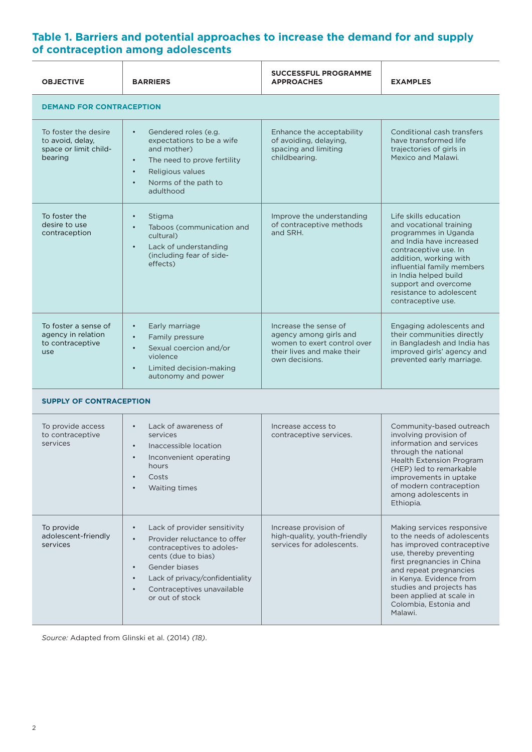### Table 1. Barriers and potential approaches to increase the demand for and supply of contraception among adolescents

| OBJECTIVE | BARRIERS | SUCCESSFUL PROGRAMME APPROACHES | EXAMPLES |
|---|---|---|---|
| **DEMAND FOR CONTRACEPTION** | | | |
| To foster the desire to avoid, delay, space or limit child-bearing | • Gendered roles (e.g. expectations to be a wife and mother)<br>• The need to prove fertility<br>• Religious values<br>• Norms of the path to adulthood | Enhance the acceptability of avoiding, delaying, spacing and limiting childbearing. | Conditional cash transfers have transformed life trajectories of girls in Mexico and Malawi. |
| To foster the desire to use contraception | • Stigma<br>• Taboos (communication and cultural)<br>• Lack of understanding (including fear of side-effects) | Improve the understanding of contraceptive methods and SRH. | Life skills education and vocational training programmes in Uganda and India have increased contraceptive use. In addition, working with influential family members in India helped build support and overcome resistance to adolescent contraceptive use. |
| To foster a sense of agency in relation to contraceptive use | • Early marriage<br>• Family pressure<br>• Sexual coercion and/or violence<br>• Limited decision-making autonomy and power | Increase the sense of agency among girls and women to exert control over their lives and make their own decisions. | Engaging adolescents and their communities directly in Bangladesh and India has improved girls' agency and prevented early marriage. |
| **SUPPLY OF CONTRACEPTION** | | | |
| To provide access to contraceptive services | • Lack of awareness of services<br>• Inaccessible location<br>• Inconvenient operating hours<br>• Costs<br>• Waiting times | Increase access to contraceptive services. | Community-based outreach involving provision of information and services through the national Health Extension Program (HEP) led to remarkable improvements in uptake of modern contraception among adolescents in Ethiopia. |
| To provide adolescent-friendly services | • Lack of provider sensitivity<br>• Provider reluctance to offer contraceptives to adolescents (due to bias)<br>• Gender biases<br>• Lack of privacy/confidentiality<br>• Contraceptives unavailable or out of stock | Increase provision of high-quality, youth-friendly services for adolescents. | Making services responsive to the needs of adolescents has improved contraceptive use, thereby preventing first pregnancies in China and repeat pregnancies in Kenya. Evidence from studies and projects has been applied at scale in Colombia, Estonia and Malawi. |

*Source:* Adapted from Glinski et al. (2014) *(18)*.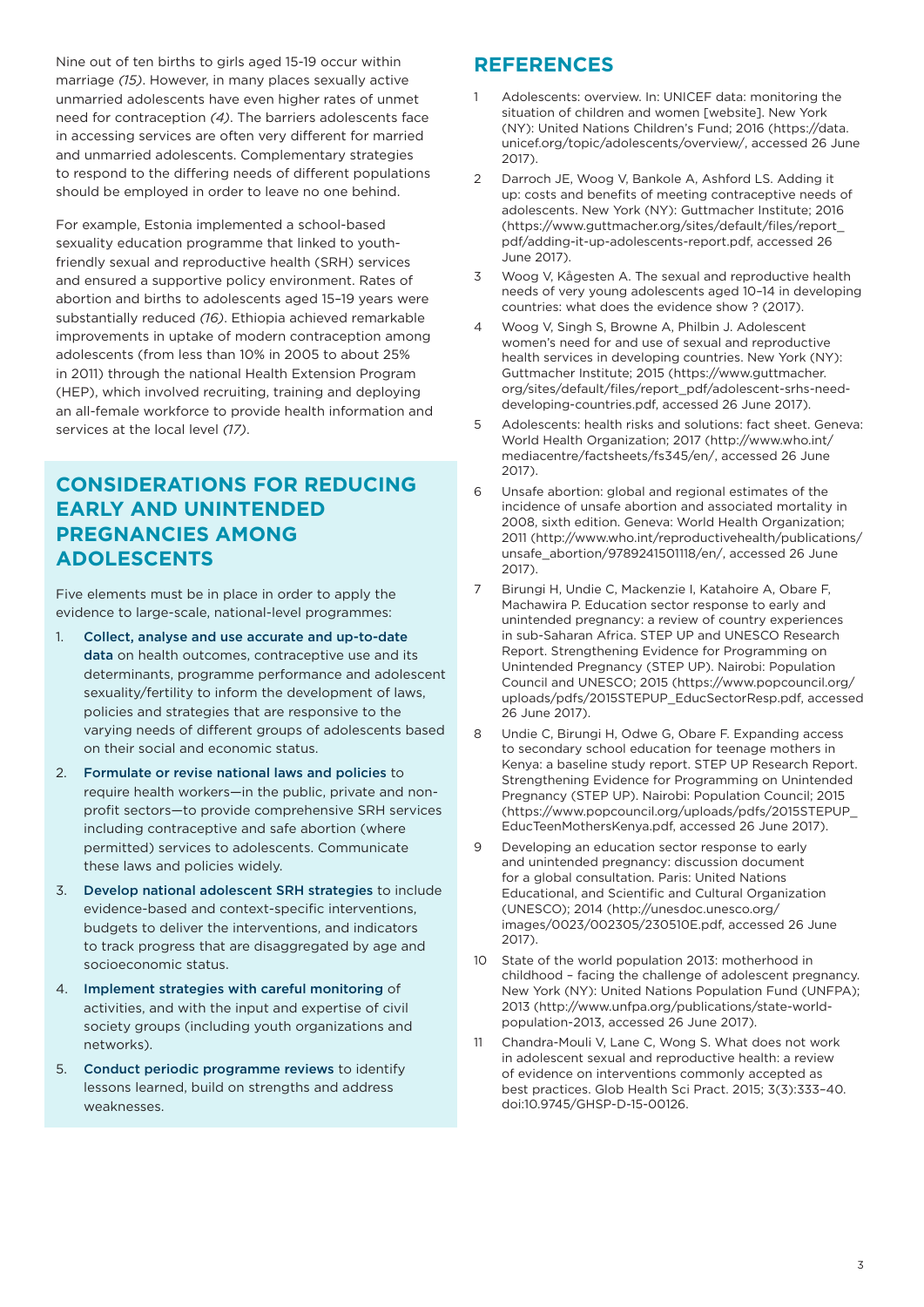Nine out of ten births to girls aged 15-19 occur within marriage *(15)*. However, in many places sexually active unmarried adolescents have even higher rates of unmet need for contraception *(4)*. The barriers adolescents face in accessing services are often very different for married and unmarried adolescents. Complementary strategies to respond to the differing needs of different populations should be employed in order to leave no one behind.

For example, Estonia implemented a school-based sexuality education programme that linked to youth-friendly sexual and reproductive health (SRH) services and ensured a supportive policy environment. Rates of abortion and births to adolescents aged 15–19 years were substantially reduced *(16)*. Ethiopia achieved remarkable improvements in uptake of modern contraception among adolescents (from less than 10% in 2005 to about 25% in 2011) through the national Health Extension Program (HEP), which involved recruiting, training and deploying an all-female workforce to provide health information and services at the local level *(17)*.

## CONSIDERATIONS FOR REDUCING EARLY AND UNINTENDED PREGNANCIES AMONG ADOLESCENTS

Five elements must be in place in order to apply the evidence to large-scale, national-level programmes:

1. **Collect, analyse and use accurate and up-to-date data** on health outcomes, contraceptive use and its determinants, programme performance and adolescent sexuality/fertility to inform the development of laws, policies and strategies that are responsive to the varying needs of different groups of adolescents based on their social and economic status.
2. **Formulate or revise national laws and policies** to require health workers—in the public, private and non-profit sectors—to provide comprehensive SRH services including contraceptive and safe abortion (where permitted) services to adolescents. Communicate these laws and policies widely.
3. **Develop national adolescent SRH strategies** to include evidence-based and context-specific interventions, budgets to deliver the interventions, and indicators to track progress that are disaggregated by age and socioeconomic status.
4. **Implement strategies with careful monitoring** of activities, and with the input and expertise of civil society groups (including youth organizations and networks).
5. **Conduct periodic programme reviews** to identify lessons learned, build on strengths and address weaknesses.

## REFERENCES

1. Adolescents: overview. In: UNICEF data: monitoring the situation of children and women [website]. New York (NY): United Nations Children's Fund; 2016 (https://data.unicef.org/topic/adolescents/overview/, accessed 26 June 2017).
2. Darroch JE, Woog V, Bankole A, Ashford LS. Adding it up: costs and benefits of meeting contraceptive needs of adolescents. New York (NY): Guttmacher Institute; 2016 (https://www.guttmacher.org/sites/default/files/report_pdf/adding-it-up-adolescents-report.pdf, accessed 26 June 2017).
3. Woog V, Kågesten A. The sexual and reproductive health needs of very young adolescents aged 10–14 in developing countries: what does the evidence show ? (2017).
4. Woog V, Singh S, Browne A, Philbin J. Adolescent women's need for and use of sexual and reproductive health services in developing countries. New York (NY): Guttmacher Institute; 2015 (https://www.guttmacher.org/sites/default/files/report_pdf/adolescent-srhs-need-developing-countries.pdf, accessed 26 June 2017).
5. Adolescents: health risks and solutions: fact sheet. Geneva: World Health Organization; 2017 (http://www.who.int/mediacentre/factsheets/fs345/en/, accessed 26 June 2017).
6. Unsafe abortion: global and regional estimates of the incidence of unsafe abortion and associated mortality in 2008, sixth edition. Geneva: World Health Organization; 2011 (http://www.who.int/reproductivehealth/publications/unsafe_abortion/9789241501118/en/, accessed 26 June 2017).
7. Birungi H, Undie C, Mackenzie I, Katahoire A, Obare F, Machawira P. Education sector response to early and unintended pregnancy: a review of country experiences in sub-Saharan Africa. STEP UP and UNESCO Research Report. Strengthening Evidence for Programming on Unintended Pregnancy (STEP UP). Nairobi: Population Council and UNESCO; 2015 (https://www.popcouncil.org/uploads/pdfs/2015STEPUP_EducSectorResp.pdf, accessed 26 June 2017).
8. Undie C, Birungi H, Odwe G, Obare F. Expanding access to secondary school education for teenage mothers in Kenya: a baseline study report. STEP UP Research Report. Strengthening Evidence for Programming on Unintended Pregnancy (STEP UP). Nairobi: Population Council; 2015 (https://www.popcouncil.org/uploads/pdfs/2015STEPUP_EducTeenMothersKenya.pdf, accessed 26 June 2017).
9. Developing an education sector response to early and unintended pregnancy: discussion document for a global consultation. Paris: United Nations Educational, and Scientific and Cultural Organization (UNESCO); 2014 (http://unesdoc.unesco.org/images/0023/002305/230510E.pdf, accessed 26 June 2017).
10. State of the world population 2013: motherhood in childhood – facing the challenge of adolescent pregnancy. New York (NY): United Nations Population Fund (UNFPA); 2013 (http://www.unfpa.org/publications/state-world-population-2013, accessed 26 June 2017).
11. Chandra-Mouli V, Lane C, Wong S. What does not work in adolescent sexual and reproductive health: a review of evidence on interventions commonly accepted as best practices. Glob Health Sci Pract. 2015; 3(3):333–40. doi:10.9745/GHSP-D-15-00126.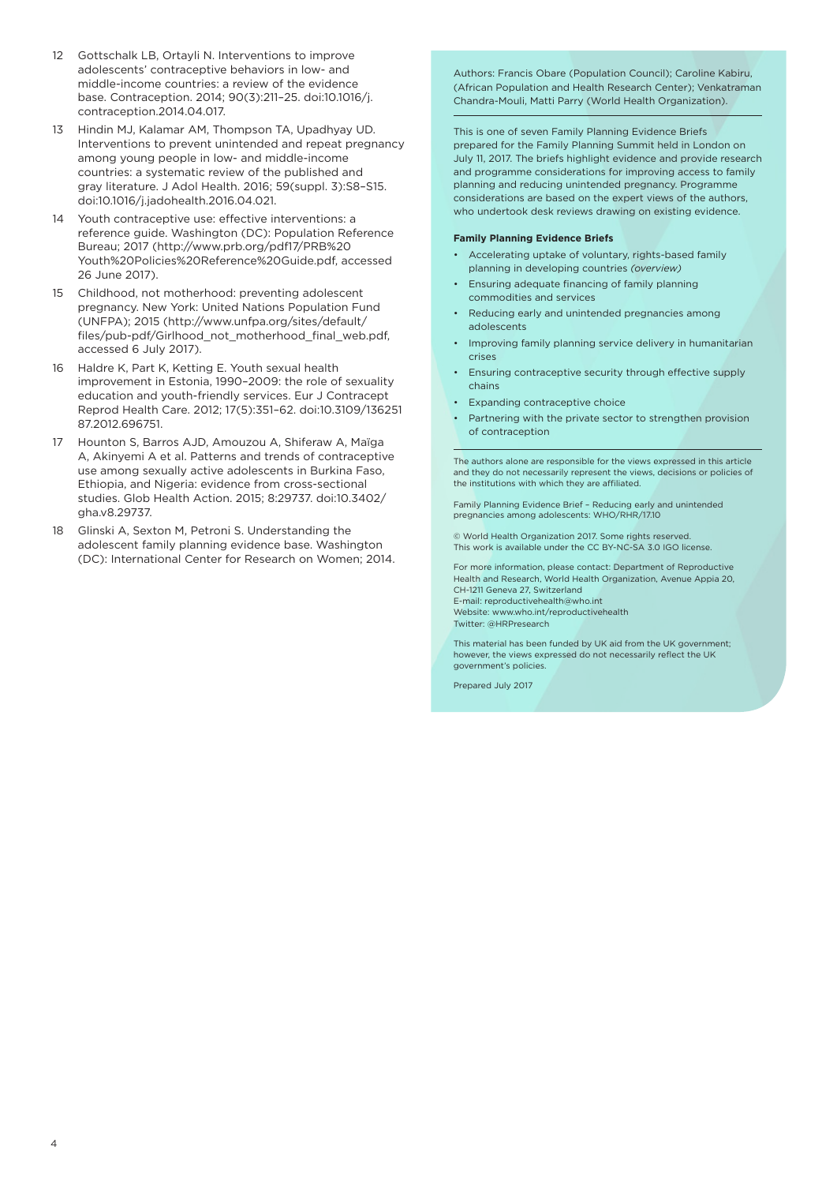12. Gottschalk LB, Ortayli N. Interventions to improve adolescents' contraceptive behaviors in low- and middle-income countries: a review of the evidence base. Contraception. 2014; 90(3):211–25. doi:10.1016/j.contraception.2014.04.017.
13. Hindin MJ, Kalamar AM, Thompson TA, Upadhyay UD. Interventions to prevent unintended and repeat pregnancy among young people in low- and middle-income countries: a systematic review of the published and gray literature. J Adol Health. 2016; 59(suppl. 3):S8–S15. doi:10.1016/j.jadohealth.2016.04.021.
14. Youth contraceptive use: effective interventions: a reference guide. Washington (DC): Population Reference Bureau; 2017 (http://www.prb.org/pdf17/PRB%20Youth%20Policies%20Reference%20Guide.pdf, accessed 26 June 2017).
15. Childhood, not motherhood: preventing adolescent pregnancy. New York: United Nations Population Fund (UNFPA); 2015 (http://www.unfpa.org/sites/default/files/pub-pdf/Girlhood_not_motherhood_final_web.pdf, accessed 6 July 2017).
16. Haldre K, Part K, Ketting E. Youth sexual health improvement in Estonia, 1990–2009: the role of sexuality education and youth-friendly services. Eur J Contracept Reprod Health Care. 2012; 17(5):351–62. doi:10.3109/13625187.2012.696751.
17. Hounton S, Barros AJD, Amouzou A, Shiferaw A, Maïga A, Akinyemi A et al. Patterns and trends of contraceptive use among sexually active adolescents in Burkina Faso, Ethiopia, and Nigeria: evidence from cross-sectional studies. Glob Health Action. 2015; 8:29737. doi:10.3402/gha.v8.29737.
18. Glinski A, Sexton M, Petroni S. Understanding the adolescent family planning evidence base. Washington (DC): International Center for Research on Women; 2014.

Authors: Francis Obare (Population Council); Caroline Kabiru, (African Population and Health Research Center); Venkatraman Chandra-Mouli, Matti Parry (World Health Organization).

This is one of seven Family Planning Evidence Briefs prepared for the Family Planning Summit held in London on July 11, 2017. The briefs highlight evidence and provide research and programme considerations for improving access to family planning and reducing unintended pregnancy. Programme considerations are based on the expert views of the authors, who undertook desk reviews drawing on existing evidence.

**Family Planning Evidence Briefs**

- Accelerating uptake of voluntary, rights-based family planning in developing countries *(overview)*
- Ensuring adequate financing of family planning commodities and services
- Reducing early and unintended pregnancies among adolescents
- Improving family planning service delivery in humanitarian crises
- Ensuring contraceptive security through effective supply chains
- Expanding contraceptive choice
- Partnering with the private sector to strengthen provision of contraception

The authors alone are responsible for the views expressed in this article and they do not necessarily represent the views, decisions or policies of the institutions with which they are affiliated.

Family Planning Evidence Brief – Reducing early and unintended pregnancies among adolescents: WHO/RHR/17.10

© World Health Organization 2017. Some rights reserved.
This work is available under the CC BY-NC-SA 3.0 IGO license.

For more information, please contact: Department of Reproductive Health and Research, World Health Organization, Avenue Appia 20, CH-1211 Geneva 27, Switzerland
E-mail: reproductivehealth@who.int
Website: www.who.int/reproductivehealth
Twitter: @HRPresearch

This material has been funded by UK aid from the UK government; however, the views expressed do not necessarily reflect the UK government's policies.

Prepared July 2017